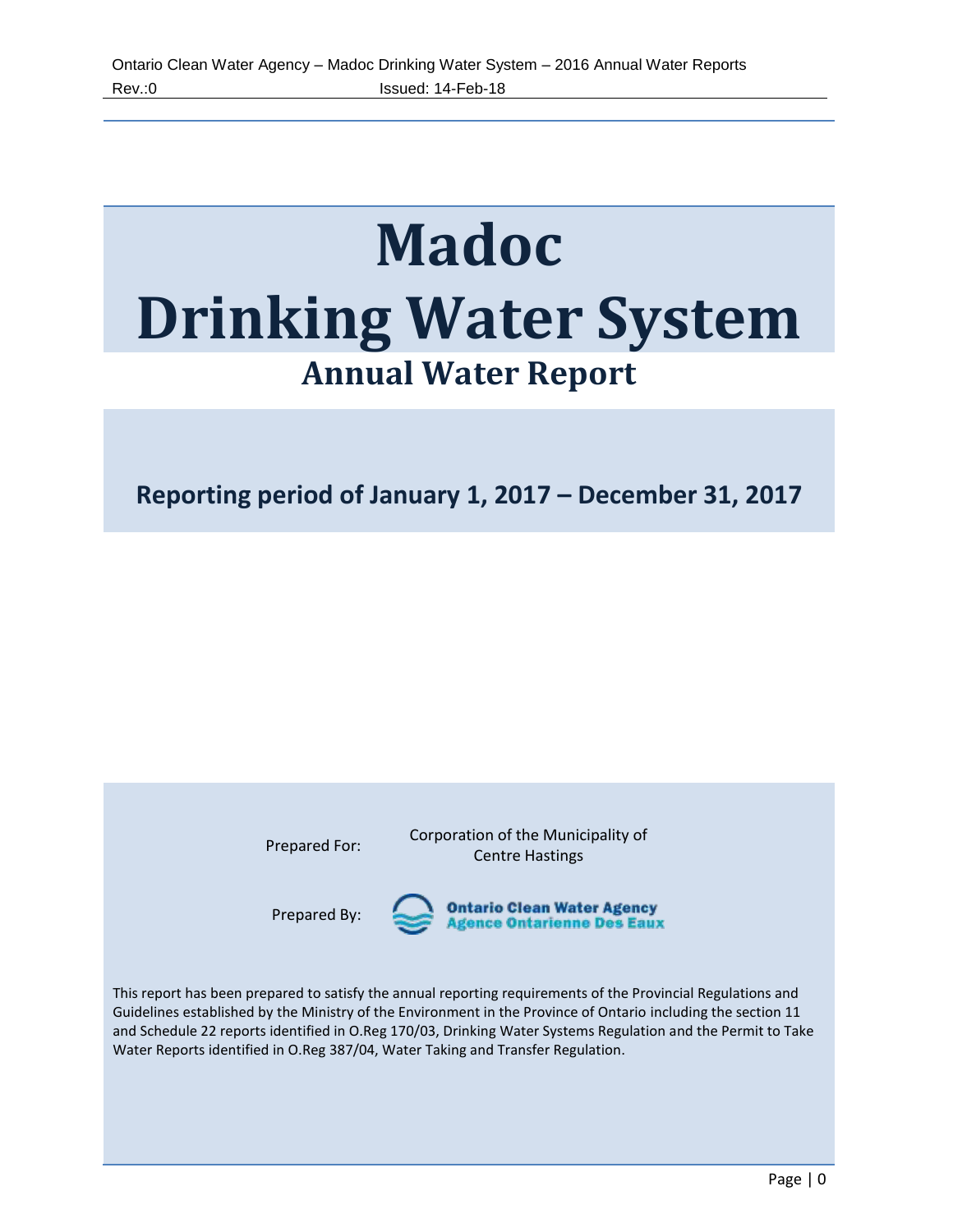# Madoc Drinking Water System

## Annual Water Report

**Reporting period of January 1, 2017 – December 31, 2017**

Prepared For: Corporation of the Municipality of Centre Hastings

Prepared By: Ontario Clean Water Agency / Agence Ontarienne Des Eaux

This report has been prepared to satisfy the annual reporting requirements of the Provincial Regulations and Guidelines established by the Ministry of the Environment in the Province of Ontario including the section 11 and Schedule 22 reports identified in O.Reg 170/03, Drinking Water Systems Regulation and the Permit to Take Water Reports identified in O.Reg 387/04, Water Taking and Transfer Regulation.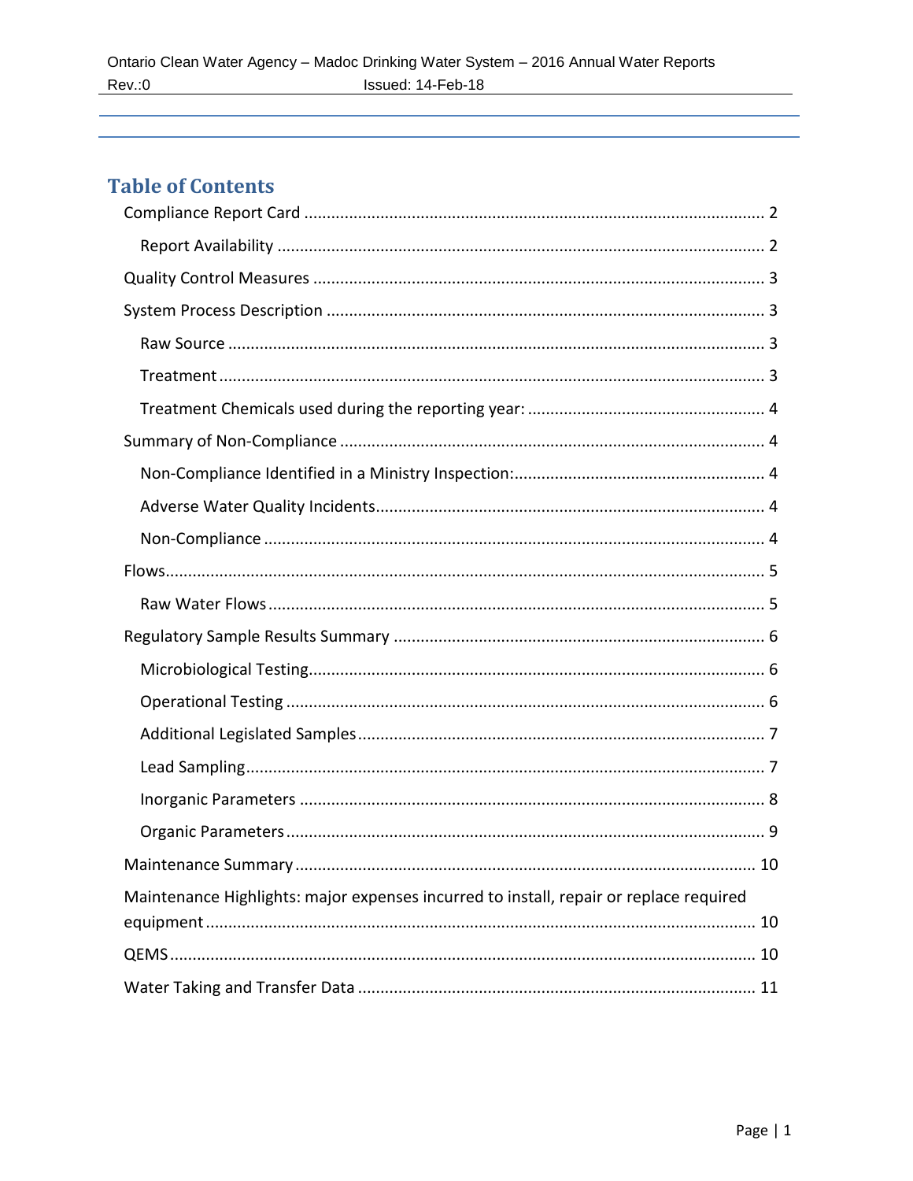# Table of Contents

- Compliance Report Card ..................................................................................................... 2
  - Report Availability ........................................................................................................... 2
- Quality Control Measures ................................................................................................... 3
- System Process Description ................................................................................................ 3
  - Raw Source ...................................................................................................................... 3
  - Treatment ........................................................................................................................ 3
  - Treatment Chemicals used during the reporting year: .................................................... 4
- Summary of Non-Compliance ............................................................................................. 4
  - Non-Compliance Identified in a Ministry Inspection: ....................................................... 4
  - Adverse Water Quality Incidents ..................................................................................... 4
  - Non-Compliance .............................................................................................................. 4
- Flows ................................................................................................................................... 5
  - Raw Water Flows ............................................................................................................. 5
- Regulatory Sample Results Summary ................................................................................. 6
  - Microbiological Testing .................................................................................................... 6
  - Operational Testing ......................................................................................................... 6
  - Additional Legislated Samples ......................................................................................... 7
  - Lead Sampling .................................................................................................................. 7
  - Inorganic Parameters ...................................................................................................... 8
  - Organic Parameters ......................................................................................................... 9
- Maintenance Summary ..................................................................................................... 10
- Maintenance Highlights: major expenses incurred to install, repair or replace required equipment ......................................................................................................................... 10
- QEMS ................................................................................................................................. 10
- Water Taking and Transfer Data ....................................................................................... 11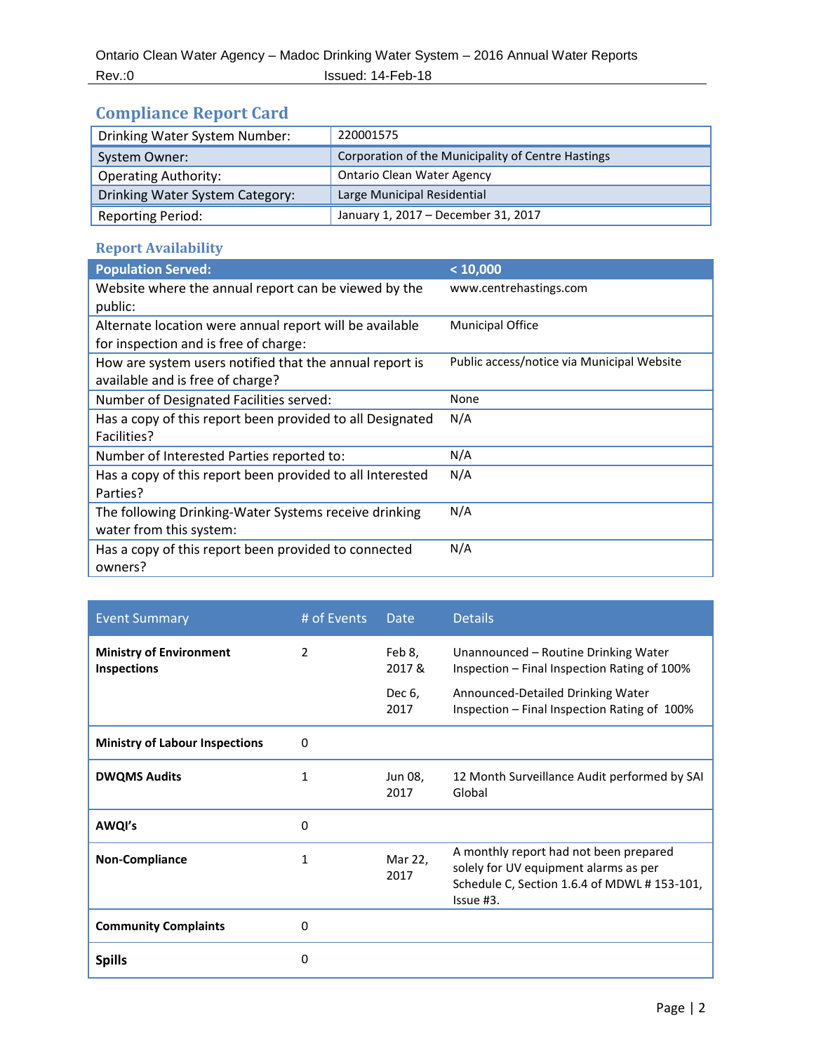## Compliance Report Card

| Drinking Water System Number: | 220001575 |
|---|---|
| System Owner: | Corporation of the Municipality of Centre Hastings |
| Operating Authority: | Ontario Clean Water Agency |
| Drinking Water System Category: | Large Municipal Residential |
| Reporting Period: | January 1, 2017 – December 31, 2017 |

### Report Availability

| Population Served: | < 10,000 |
|---|---|
| Website where the annual report can be viewed by the public: | www.centrehastings.com |
| Alternate location were annual report will be available for inspection and is free of charge: | Municipal Office |
| How are system users notified that the annual report is available and is free of charge? | Public access/notice via Municipal Website |
| Number of Designated Facilities served: | None |
| Has a copy of this report been provided to all Designated Facilities? | N/A |
| Number of Interested Parties reported to: | N/A |
| Has a copy of this report been provided to all Interested Parties? | N/A |
| The following Drinking-Water Systems receive drinking water from this system: | N/A |
| Has a copy of this report been provided to connected owners? | N/A |

| Event Summary | # of Events | Date | Details |
|---|---|---|---|
| **Ministry of Environment Inspections** | 2 | Feb 8, 2017 & Dec 6, 2017 | Unannounced – Routine Drinking Water Inspection – Final Inspection Rating of 100% Announced-Detailed Drinking Water Inspection – Final Inspection Rating of 100% |
| **Ministry of Labour Inspections** | 0 | | |
| **DWQMS Audits** | 1 | Jun 08, 2017 | 12 Month Surveillance Audit performed by SAI Global |
| **AWQI's** | 0 | | |
| **Non-Compliance** | 1 | Mar 22, 2017 | A monthly report had not been prepared solely for UV equipment alarms as per Schedule C, Section 1.6.4 of MDWL # 153-101, Issue #3. |
| **Community Complaints** | 0 | | |
| **Spills** | 0 | | |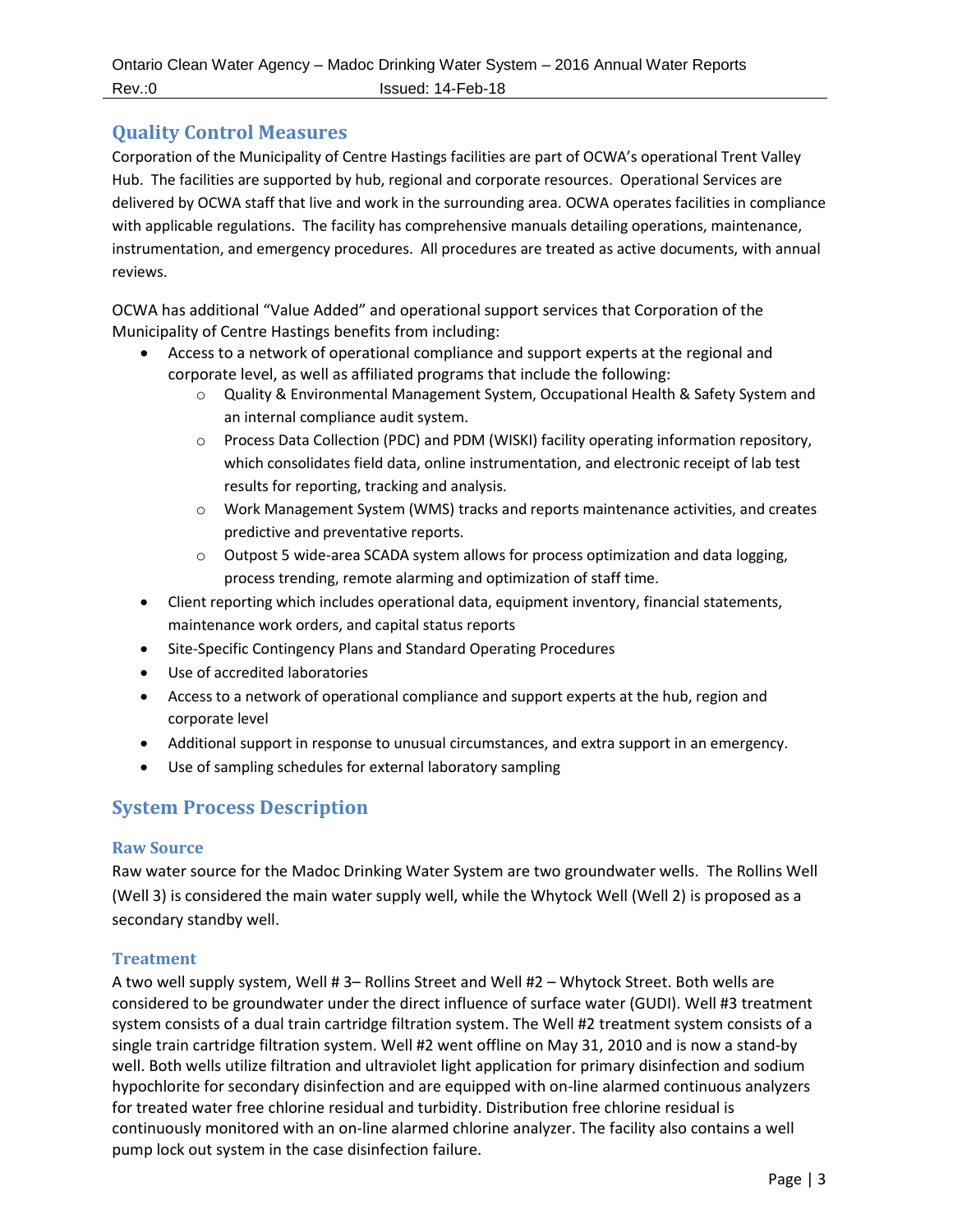## Quality Control Measures

Corporation of the Municipality of Centre Hastings facilities are part of OCWA's operational Trent Valley Hub. The facilities are supported by hub, regional and corporate resources. Operational Services are delivered by OCWA staff that live and work in the surrounding area. OCWA operates facilities in compliance with applicable regulations. The facility has comprehensive manuals detailing operations, maintenance, instrumentation, and emergency procedures. All procedures are treated as active documents, with annual reviews.

OCWA has additional "Value Added" and operational support services that Corporation of the Municipality of Centre Hastings benefits from including:

- Access to a network of operational compliance and support experts at the regional and corporate level, as well as affiliated programs that include the following:
  - Quality & Environmental Management System, Occupational Health & Safety System and an internal compliance audit system.
  - Process Data Collection (PDC) and PDM (WISKI) facility operating information repository, which consolidates field data, online instrumentation, and electronic receipt of lab test results for reporting, tracking and analysis.
  - Work Management System (WMS) tracks and reports maintenance activities, and creates predictive and preventative reports.
  - Outpost 5 wide-area SCADA system allows for process optimization and data logging, process trending, remote alarming and optimization of staff time.
- Client reporting which includes operational data, equipment inventory, financial statements, maintenance work orders, and capital status reports
- Site-Specific Contingency Plans and Standard Operating Procedures
- Use of accredited laboratories
- Access to a network of operational compliance and support experts at the hub, region and corporate level
- Additional support in response to unusual circumstances, and extra support in an emergency.
- Use of sampling schedules for external laboratory sampling

## System Process Description

### Raw Source

Raw water source for the Madoc Drinking Water System are two groundwater wells. The Rollins Well (Well 3) is considered the main water supply well, while the Whytock Well (Well 2) is proposed as a secondary standby well.

### Treatment

A two well supply system, Well # 3– Rollins Street and Well #2 – Whytock Street. Both wells are considered to be groundwater under the direct influence of surface water (GUDI). Well #3 treatment system consists of a dual train cartridge filtration system. The Well #2 treatment system consists of a single train cartridge filtration system. Well #2 went offline on May 31, 2010 and is now a stand-by well. Both wells utilize filtration and ultraviolet light application for primary disinfection and sodium hypochlorite for secondary disinfection and are equipped with on-line alarmed continuous analyzers for treated water free chlorine residual and turbidity. Distribution free chlorine residual is continuously monitored with an on-line alarmed chlorine analyzer. The facility also contains a well pump lock out system in the case disinfection failure.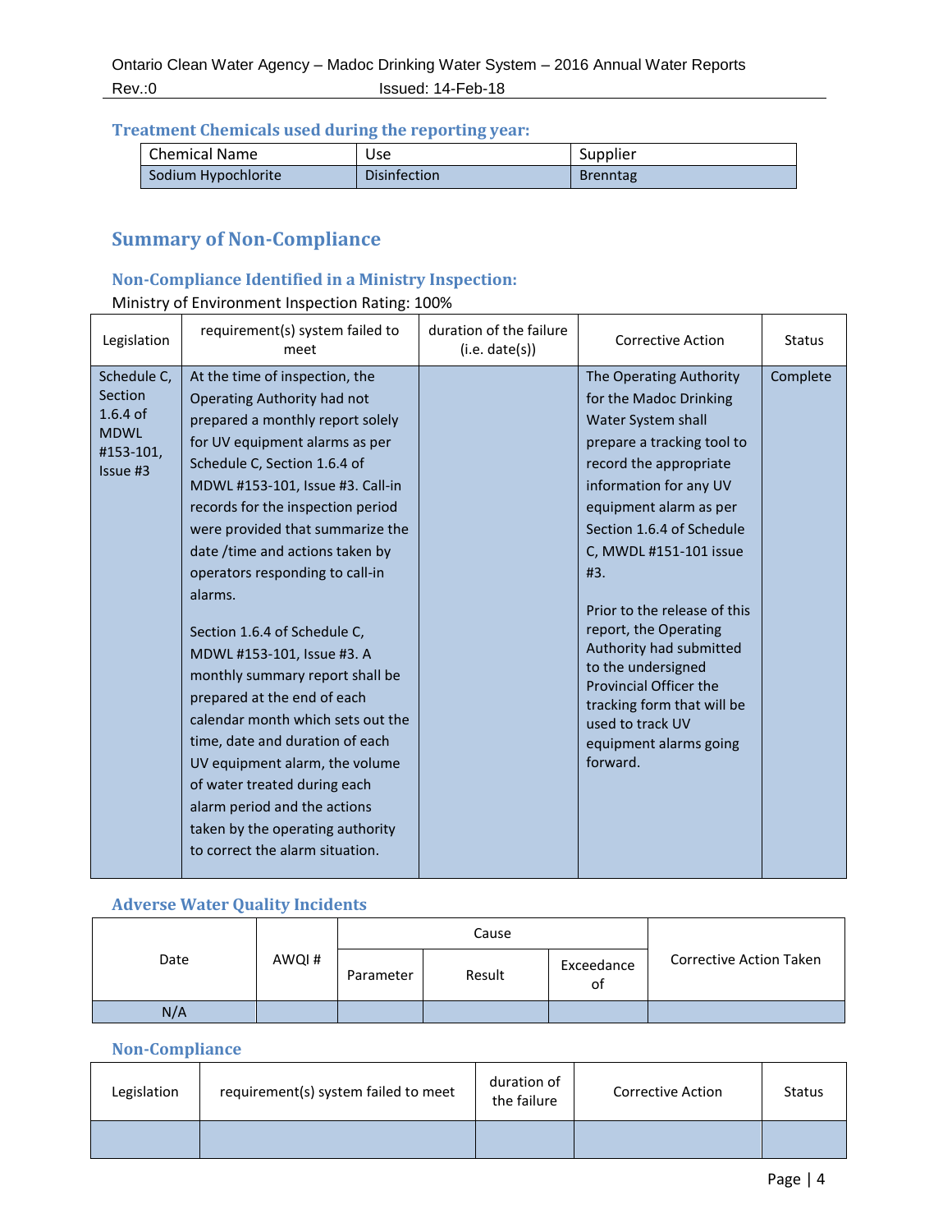### Treatment Chemicals used during the reporting year:

| Chemical Name | Use | Supplier |
|---|---|---|
| Sodium Hypochlorite | Disinfection | Brenntag |

## Summary of Non-Compliance

### Non-Compliance Identified in a Ministry Inspection:

Ministry of Environment Inspection Rating: 100%

| Legislation | requirement(s) system failed to meet | duration of the failure (i.e. date(s)) | Corrective Action | Status |
|---|---|---|---|---|
| Schedule C, Section 1.6.4 of MDWL #153-101, Issue #3 | At the time of inspection, the Operating Authority had not prepared a monthly report solely for UV equipment alarms as per Schedule C, Section 1.6.4 of MDWL #153-101, Issue #3. Call-in records for the inspection period were provided that summarize the date /time and actions taken by operators responding to call-in alarms.<br><br>Section 1.6.4 of Schedule C, MDWL #153-101, Issue #3. A monthly summary report shall be prepared at the end of each calendar month which sets out the time, date and duration of each UV equipment alarm, the volume of water treated during each alarm period and the actions taken by the operating authority to correct the alarm situation. | | The Operating Authority for the Madoc Drinking Water System shall prepare a tracking tool to record the appropriate information for any UV equipment alarm as per Section 1.6.4 of Schedule C, MWDL #151-101 issue #3.<br><br>Prior to the release of this report, the Operating Authority had submitted to the undersigned Provincial Officer the tracking form that will be used to track UV equipment alarms going forward. | Complete |

### Adverse Water Quality Incidents

| Date | AWQI # | Cause | | | Corrective Action Taken |
|---|---|---|---|---|---|
| | | Parameter | Result | Exceedance of | |
| N/A | | | | | |

### Non-Compliance

| Legislation | requirement(s) system failed to meet | duration of the failure | Corrective Action | Status |
|---|---|---|---|---|
| | | | | |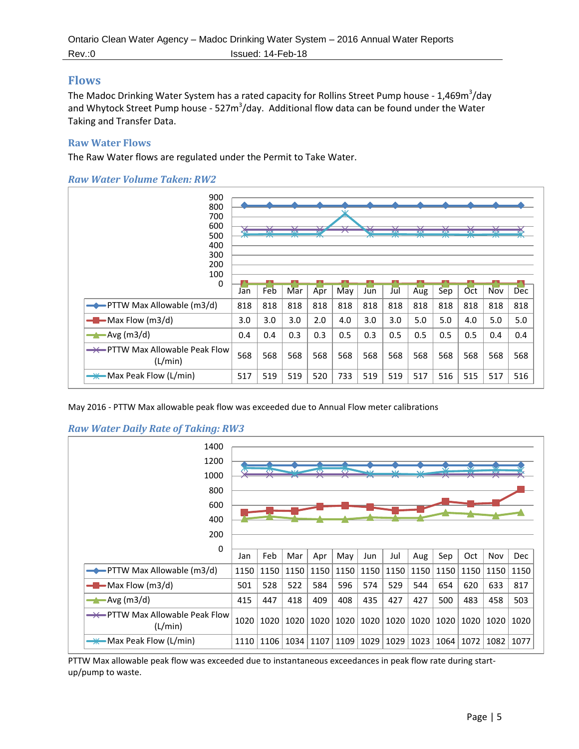## Flows

The Madoc Drinking Water System has a rated capacity for Rollins Street Pump house - 1,469m$^3$/day and Whytock Street Pump house - 527m$^3$/day. Additional flow data can be found under the Water Taking and Transfer Data.

### Raw Water Flows

The Raw Water flows are regulated under the Permit to Take Water.

#### *Raw Water Volume Taken: RW2*

| | Jan | Feb | Mar | Apr | May | Jun | Jul | Aug | Sep | Oct | Nov | Dec |
|---|---|---|---|---|---|---|---|---|---|---|---|---|
| PTTW Max Allowable (m3/d) | 818 | 818 | 818 | 818 | 818 | 818 | 818 | 818 | 818 | 818 | 818 | 818 |
| Max Flow (m3/d) | 3.0 | 3.0 | 3.0 | 2.0 | 4.0 | 3.0 | 3.0 | 5.0 | 5.0 | 4.0 | 5.0 | 5.0 |
| Avg (m3/d) | 0.4 | 0.4 | 0.3 | 0.3 | 0.5 | 0.3 | 0.5 | 0.5 | 0.5 | 0.5 | 0.4 | 0.4 |
| PTTW Max Allowable Peak Flow (L/min) | 568 | 568 | 568 | 568 | 568 | 568 | 568 | 568 | 568 | 568 | 568 | 568 |
| Max Peak Flow (L/min) | 517 | 519 | 519 | 520 | 733 | 519 | 519 | 517 | 516 | 515 | 517 | 516 |

May 2016 - PTTW Max allowable peak flow was exceeded due to Annual Flow meter calibrations

#### *Raw Water Daily Rate of Taking: RW3*

| | Jan | Feb | Mar | Apr | May | Jun | Jul | Aug | Sep | Oct | Nov | Dec |
|---|---|---|---|---|---|---|---|---|---|---|---|---|
| PTTW Max Allowable (m3/d) | 1150 | 1150 | 1150 | 1150 | 1150 | 1150 | 1150 | 1150 | 1150 | 1150 | 1150 | 1150 |
| Max Flow (m3/d) | 501 | 528 | 522 | 584 | 596 | 574 | 529 | 544 | 654 | 620 | 633 | 817 |
| Avg (m3/d) | 415 | 447 | 418 | 409 | 408 | 435 | 427 | 427 | 500 | 483 | 458 | 503 |
| PTTW Max Allowable Peak Flow (L/min) | 1020 | 1020 | 1020 | 1020 | 1020 | 1020 | 1020 | 1020 | 1020 | 1020 | 1020 | 1020 |
| Max Peak Flow (L/min) | 1110 | 1106 | 1034 | 1107 | 1109 | 1029 | 1029 | 1023 | 1064 | 1072 | 1082 | 1077 |

PTTW Max allowable peak flow was exceeded due to instantaneous exceedances in peak flow rate during start-up/pump to waste.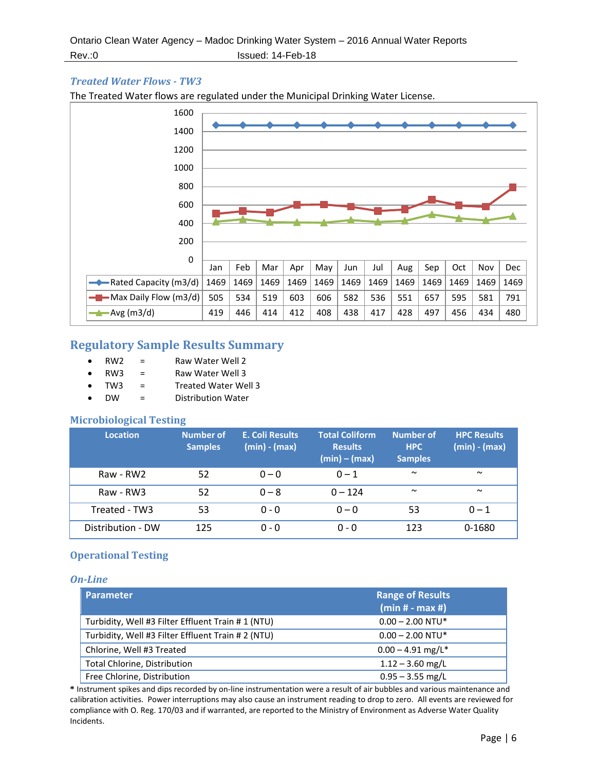### *Treated Water Flows - TW3*

The Treated Water flows are regulated under the Municipal Drinking Water License.

| | Jan | Feb | Mar | Apr | May | Jun | Jul | Aug | Sep | Oct | Nov | Dec |
|---|---|---|---|---|---|---|---|---|---|---|---|---|
| Rated Capacity (m3/d) | 1469 | 1469 | 1469 | 1469 | 1469 | 1469 | 1469 | 1469 | 1469 | 1469 | 1469 | 1469 |
| Max Daily Flow (m3/d) | 505 | 534 | 519 | 603 | 606 | 582 | 536 | 551 | 657 | 595 | 581 | 791 |
| Avg (m3/d) | 419 | 446 | 414 | 412 | 408 | 438 | 417 | 428 | 497 | 456 | 434 | 480 |

## Regulatory Sample Results Summary

- RW2 = Raw Water Well 2
- RW3 = Raw Water Well 3
- TW3 = Treated Water Well 3
- DW = Distribution Water

### Microbiological Testing

| Location | Number of Samples | E. Coli Results (min) - (max) | Total Coliform Results (min) – (max) | Number of HPC Samples | HPC Results (min) - (max) |
|---|---|---|---|---|---|
| Raw - RW2 | 52 | 0 – 0 | 0 – 1 | ~ | ~ |
| Raw - RW3 | 52 | 0 – 8 | 0 – 124 | ~ | ~ |
| Treated - TW3 | 53 | 0 - 0 | 0 – 0 | 53 | 0 – 1 |
| Distribution - DW | 125 | 0 - 0 | 0 - 0 | 123 | 0-1680 |

### Operational Testing

#### *On-Line*

| Parameter | Range of Results (min # - max #) |
|---|---|
| Turbidity, Well #3 Filter Effluent Train # 1 (NTU) | 0.00 – 2.00 NTU* |
| Turbidity, Well #3 Filter Effluent Train # 2 (NTU) | 0.00 – 2.00 NTU* |
| Chlorine, Well #3 Treated | 0.00 – 4.91 mg/L* |
| Total Chlorine, Distribution | 1.12 – 3.60 mg/L |
| Free Chlorine, Distribution | 0.95 – 3.55 mg/L |

**\*** Instrument spikes and dips recorded by on-line instrumentation were a result of air bubbles and various maintenance and calibration activities. Power interruptions may also cause an instrument reading to drop to zero. All events are reviewed for compliance with O. Reg. 170/03 and if warranted, are reported to the Ministry of Environment as Adverse Water Quality Incidents.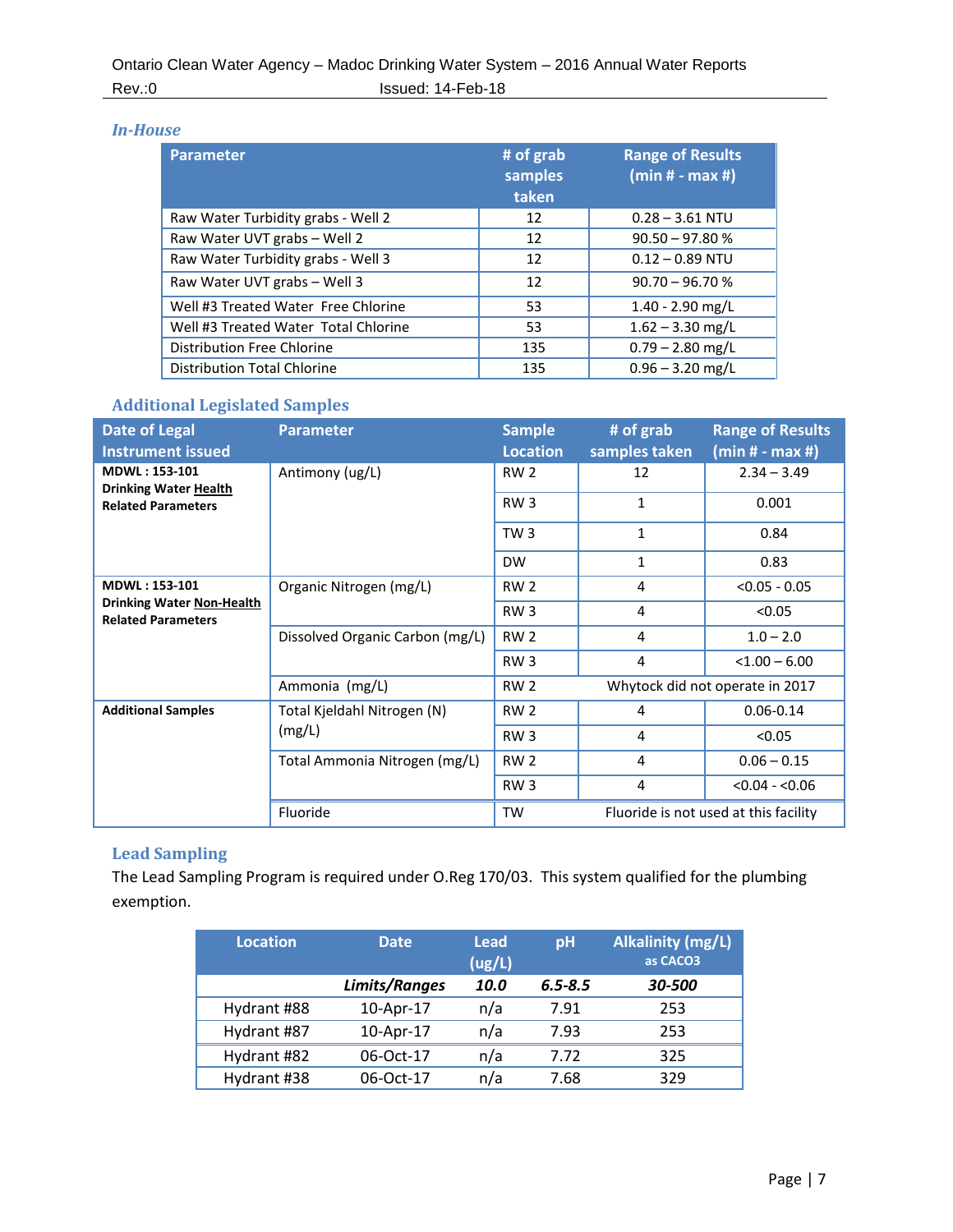### In-House

| Parameter | # of grab samples taken | Range of Results (min # - max #) |
|---|---|---|
| Raw Water Turbidity grabs - Well 2 | 12 | 0.28 – 3.61 NTU |
| Raw Water UVT grabs – Well 2 | 12 | 90.50 – 97.80 % |
| Raw Water Turbidity grabs - Well 3 | 12 | 0.12 – 0.89 NTU |
| Raw Water UVT grabs – Well 3 | 12 | 90.70 – 96.70 % |
| Well #3 Treated Water Free Chlorine | 53 | 1.40 - 2.90 mg/L |
| Well #3 Treated Water Total Chlorine | 53 | 1.62 – 3.30 mg/L |
| Distribution Free Chlorine | 135 | 0.79 – 2.80 mg/L |
| Distribution Total Chlorine | 135 | 0.96 – 3.20 mg/L |

### Additional Legislated Samples

| Date of Legal Instrument issued | Parameter | Sample Location | # of grab samples taken | Range of Results (min # - max #) |
|---|---|---|---|---|
| **MDWL : 153-101 Drinking Water Health Related Parameters** | Antimony (ug/L) | RW 2 | 12 | 2.34 – 3.49 |
| | | RW 3 | 1 | 0.001 |
| | | TW 3 | 1 | 0.84 |
| | | DW | 1 | 0.83 |
| **MDWL : 153-101 Drinking Water Non-Health Related Parameters** | Organic Nitrogen (mg/L) | RW 2 | 4 | <0.05 - 0.05 |
| | | RW 3 | 4 | <0.05 |
| | Dissolved Organic Carbon (mg/L) | RW 2 | 4 | 1.0 – 2.0 |
| | | RW 3 | 4 | <1.00 – 6.00 |
| | Ammonia (mg/L) | RW 2 | Whytock did not operate in 2017 | |
| **Additional Samples** | Total Kjeldahl Nitrogen (N) (mg/L) | RW 2 | 4 | 0.06-0.14 |
| | | RW 3 | 4 | <0.05 |
| | Total Ammonia Nitrogen (mg/L) | RW 2 | 4 | 0.06 – 0.15 |
| | | RW 3 | 4 | <0.04 - <0.06 |
| | Fluoride | TW | Fluoride is not used at this facility | |

### Lead Sampling

The Lead Sampling Program is required under O.Reg 170/03. This system qualified for the plumbing exemption.

| Location | Date | Lead (ug/L) | pH | Alkalinity (mg/L) as CACO3 |
|---|---|---|---|---|
| | ***Limits/Ranges*** | ***10.0*** | ***6.5-8.5*** | ***30-500*** |
| Hydrant #88 | 10-Apr-17 | n/a | 7.91 | 253 |
| Hydrant #87 | 10-Apr-17 | n/a | 7.93 | 253 |
| Hydrant #82 | 06-Oct-17 | n/a | 7.72 | 325 |
| Hydrant #38 | 06-Oct-17 | n/a | 7.68 | 329 |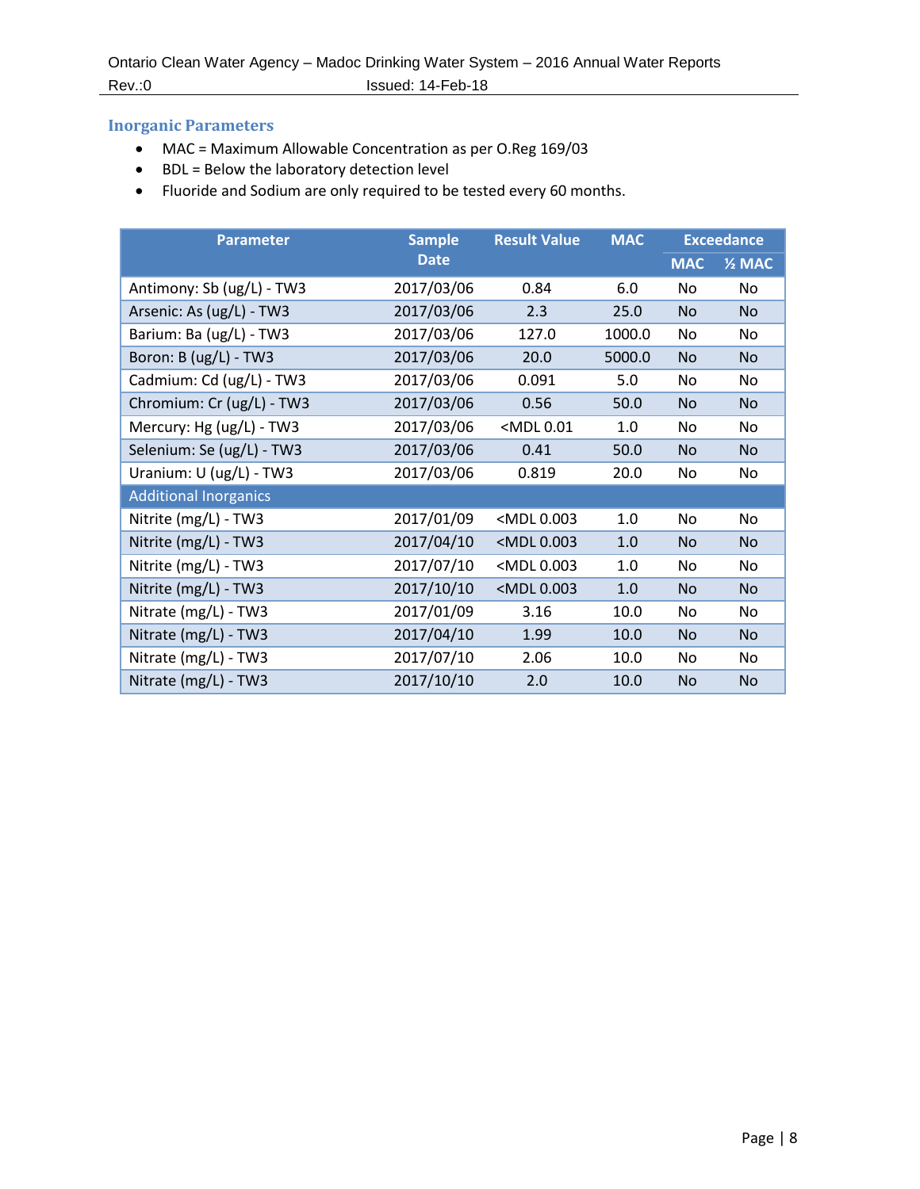## Inorganic Parameters

- MAC = Maximum Allowable Concentration as per O.Reg 169/03
- BDL = Below the laboratory detection level
- Fluoride and Sodium are only required to be tested every 60 months.

| Parameter | Sample Date | Result Value | MAC | Exceedance | |
|---|---|---|---|---|---|
| | | | | MAC | ½ MAC |
| Antimony: Sb (ug/L) - TW3 | 2017/03/06 | 0.84 | 6.0 | No | No |
| Arsenic: As (ug/L) - TW3 | 2017/03/06 | 2.3 | 25.0 | No | No |
| Barium: Ba (ug/L) - TW3 | 2017/03/06 | 127.0 | 1000.0 | No | No |
| Boron: B (ug/L) - TW3 | 2017/03/06 | 20.0 | 5000.0 | No | No |
| Cadmium: Cd (ug/L) - TW3 | 2017/03/06 | 0.091 | 5.0 | No | No |
| Chromium: Cr (ug/L) - TW3 | 2017/03/06 | 0.56 | 50.0 | No | No |
| Mercury: Hg (ug/L) - TW3 | 2017/03/06 | <MDL 0.01 | 1.0 | No | No |
| Selenium: Se (ug/L) - TW3 | 2017/03/06 | 0.41 | 50.0 | No | No |
| Uranium: U (ug/L) - TW3 | 2017/03/06 | 0.819 | 20.0 | No | No |
| Additional Inorganics | | | | | |
| Nitrite (mg/L) - TW3 | 2017/01/09 | <MDL 0.003 | 1.0 | No | No |
| Nitrite (mg/L) - TW3 | 2017/04/10 | <MDL 0.003 | 1.0 | No | No |
| Nitrite (mg/L) - TW3 | 2017/07/10 | <MDL 0.003 | 1.0 | No | No |
| Nitrite (mg/L) - TW3 | 2017/10/10 | <MDL 0.003 | 1.0 | No | No |
| Nitrate (mg/L) - TW3 | 2017/01/09 | 3.16 | 10.0 | No | No |
| Nitrate (mg/L) - TW3 | 2017/04/10 | 1.99 | 10.0 | No | No |
| Nitrate (mg/L) - TW3 | 2017/07/10 | 2.06 | 10.0 | No | No |
| Nitrate (mg/L) - TW3 | 2017/10/10 | 2.0 | 10.0 | No | No |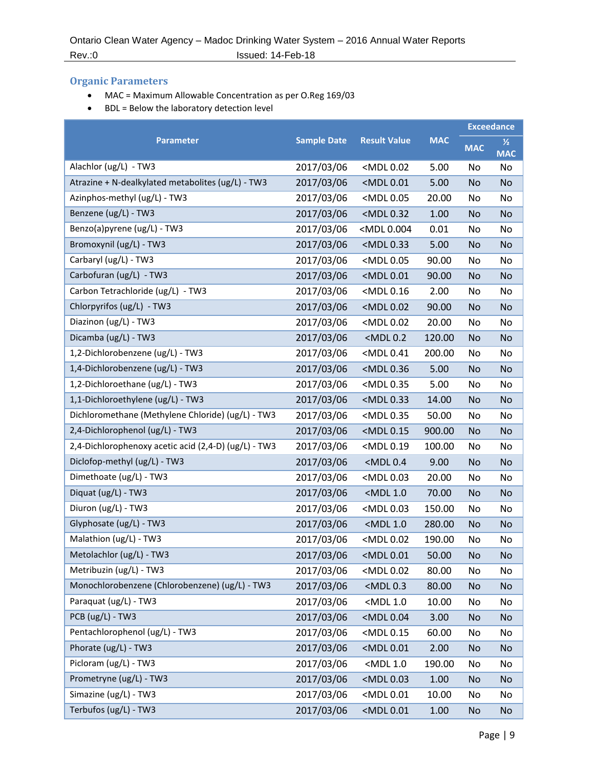## Organic Parameters

- MAC = Maximum Allowable Concentration as per O.Reg 169/03
- BDL = Below the laboratory detection level

| Parameter | Sample Date | Result Value | MAC | Exceedance | |
|---|---|---|---|---|---|
| | | | | MAC | ½ MAC |
| Alachlor (ug/L) - TW3 | 2017/03/06 | <MDL 0.02 | 5.00 | No | No |
| Atrazine + N-dealkylated metabolites (ug/L) - TW3 | 2017/03/06 | <MDL 0.01 | 5.00 | No | No |
| Azinphos-methyl (ug/L) - TW3 | 2017/03/06 | <MDL 0.05 | 20.00 | No | No |
| Benzene (ug/L) - TW3 | 2017/03/06 | <MDL 0.32 | 1.00 | No | No |
| Benzo(a)pyrene (ug/L) - TW3 | 2017/03/06 | <MDL 0.004 | 0.01 | No | No |
| Bromoxynil (ug/L) - TW3 | 2017/03/06 | <MDL 0.33 | 5.00 | No | No |
| Carbaryl (ug/L) - TW3 | 2017/03/06 | <MDL 0.05 | 90.00 | No | No |
| Carbofuran (ug/L) - TW3 | 2017/03/06 | <MDL 0.01 | 90.00 | No | No |
| Carbon Tetrachloride (ug/L) - TW3 | 2017/03/06 | <MDL 0.16 | 2.00 | No | No |
| Chlorpyrifos (ug/L) - TW3 | 2017/03/06 | <MDL 0.02 | 90.00 | No | No |
| Diazinon (ug/L) - TW3 | 2017/03/06 | <MDL 0.02 | 20.00 | No | No |
| Dicamba (ug/L) - TW3 | 2017/03/06 | <MDL 0.2 | 120.00 | No | No |
| 1,2-Dichlorobenzene (ug/L) - TW3 | 2017/03/06 | <MDL 0.41 | 200.00 | No | No |
| 1,4-Dichlorobenzene (ug/L) - TW3 | 2017/03/06 | <MDL 0.36 | 5.00 | No | No |
| 1,2-Dichloroethane (ug/L) - TW3 | 2017/03/06 | <MDL 0.35 | 5.00 | No | No |
| 1,1-Dichloroethylene (ug/L) - TW3 | 2017/03/06 | <MDL 0.33 | 14.00 | No | No |
| Dichloromethane (Methylene Chloride) (ug/L) - TW3 | 2017/03/06 | <MDL 0.35 | 50.00 | No | No |
| 2,4-Dichlorophenol (ug/L) - TW3 | 2017/03/06 | <MDL 0.15 | 900.00 | No | No |
| 2,4-Dichlorophenoxy acetic acid (2,4-D) (ug/L) - TW3 | 2017/03/06 | <MDL 0.19 | 100.00 | No | No |
| Diclofop-methyl (ug/L) - TW3 | 2017/03/06 | <MDL 0.4 | 9.00 | No | No |
| Dimethoate (ug/L) - TW3 | 2017/03/06 | <MDL 0.03 | 20.00 | No | No |
| Diquat (ug/L) - TW3 | 2017/03/06 | <MDL 1.0 | 70.00 | No | No |
| Diuron (ug/L) - TW3 | 2017/03/06 | <MDL 0.03 | 150.00 | No | No |
| Glyphosate (ug/L) - TW3 | 2017/03/06 | <MDL 1.0 | 280.00 | No | No |
| Malathion (ug/L) - TW3 | 2017/03/06 | <MDL 0.02 | 190.00 | No | No |
| Metolachlor (ug/L) - TW3 | 2017/03/06 | <MDL 0.01 | 50.00 | No | No |
| Metribuzin (ug/L) - TW3 | 2017/03/06 | <MDL 0.02 | 80.00 | No | No |
| Monochlorobenzene (Chlorobenzene) (ug/L) - TW3 | 2017/03/06 | <MDL 0.3 | 80.00 | No | No |
| Paraquat (ug/L) - TW3 | 2017/03/06 | <MDL 1.0 | 10.00 | No | No |
| PCB (ug/L) - TW3 | 2017/03/06 | <MDL 0.04 | 3.00 | No | No |
| Pentachlorophenol (ug/L) - TW3 | 2017/03/06 | <MDL 0.15 | 60.00 | No | No |
| Phorate (ug/L) - TW3 | 2017/03/06 | <MDL 0.01 | 2.00 | No | No |
| Picloram (ug/L) - TW3 | 2017/03/06 | <MDL 1.0 | 190.00 | No | No |
| Prometryne (ug/L) - TW3 | 2017/03/06 | <MDL 0.03 | 1.00 | No | No |
| Simazine (ug/L) - TW3 | 2017/03/06 | <MDL 0.01 | 10.00 | No | No |
| Terbufos (ug/L) - TW3 | 2017/03/06 | <MDL 0.01 | 1.00 | No | No |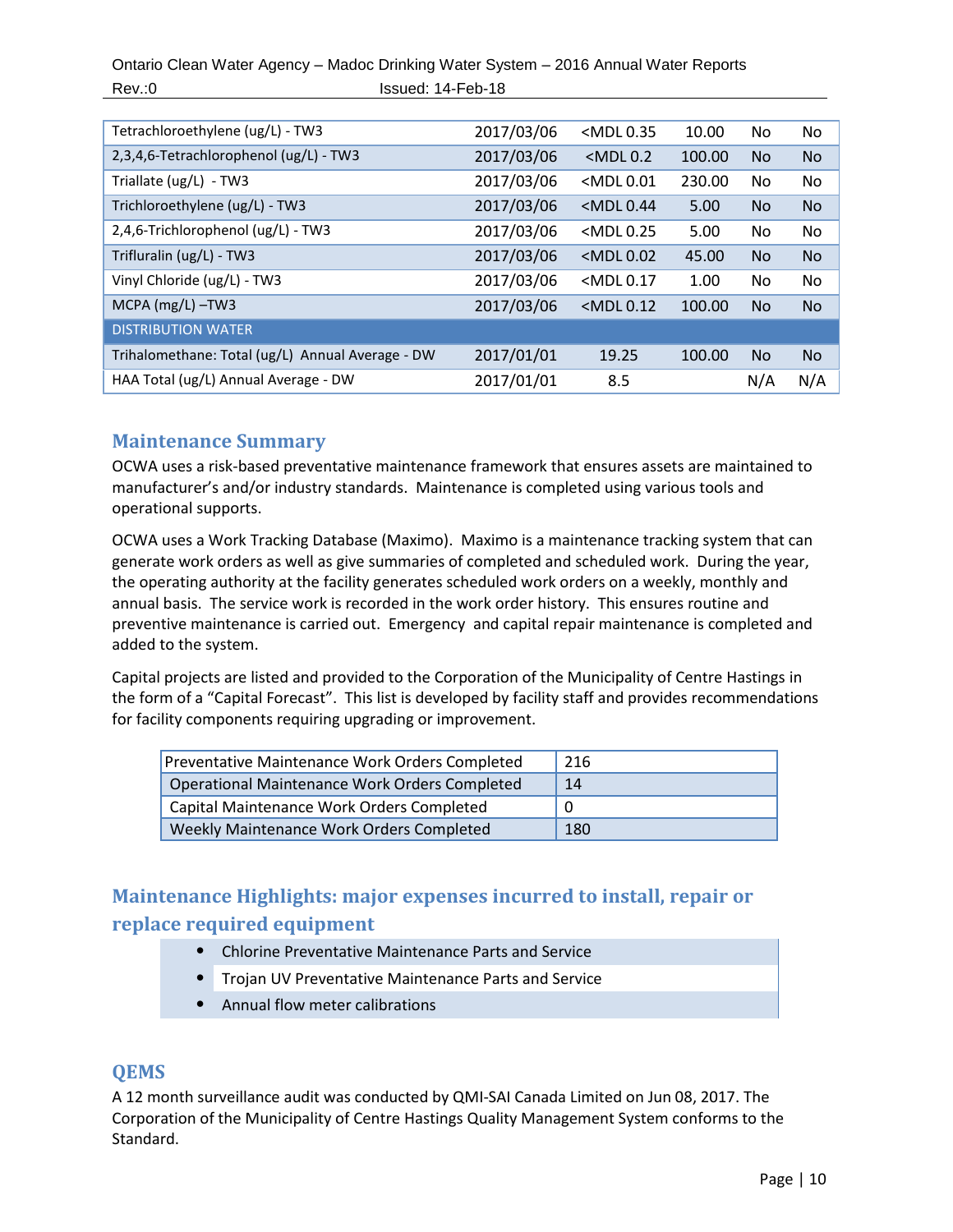| | | | | | |
|---|---|---|---|---|---|
| Tetrachloroethylene (ug/L) - TW3 | 2017/03/06 | <MDL 0.35 | 10.00 | No | No |
| 2,3,4,6-Tetrachlorophenol (ug/L) - TW3 | 2017/03/06 | <MDL 0.2 | 100.00 | No | No |
| Triallate (ug/L) - TW3 | 2017/03/06 | <MDL 0.01 | 230.00 | No | No |
| Trichloroethylene (ug/L) - TW3 | 2017/03/06 | <MDL 0.44 | 5.00 | No | No |
| 2,4,6-Trichlorophenol (ug/L) - TW3 | 2017/03/06 | <MDL 0.25 | 5.00 | No | No |
| Trifluralin (ug/L) - TW3 | 2017/03/06 | <MDL 0.02 | 45.00 | No | No |
| Vinyl Chloride (ug/L) - TW3 | 2017/03/06 | <MDL 0.17 | 1.00 | No | No |
| MCPA (mg/L) –TW3 | 2017/03/06 | <MDL 0.12 | 100.00 | No | No |
| DISTRIBUTION WATER | | | | | |
| Trihalomethane: Total (ug/L) Annual Average - DW | 2017/01/01 | 19.25 | 100.00 | No | No |
| HAA Total (ug/L) Annual Average - DW | 2017/01/01 | 8.5 | | N/A | N/A |

## Maintenance Summary

OCWA uses a risk-based preventative maintenance framework that ensures assets are maintained to manufacturer's and/or industry standards. Maintenance is completed using various tools and operational supports.

OCWA uses a Work Tracking Database (Maximo). Maximo is a maintenance tracking system that can generate work orders as well as give summaries of completed and scheduled work. During the year, the operating authority at the facility generates scheduled work orders on a weekly, monthly and annual basis. The service work is recorded in the work order history. This ensures routine and preventive maintenance is carried out. Emergency and capital repair maintenance is completed and added to the system.

Capital projects are listed and provided to the Corporation of the Municipality of Centre Hastings in the form of a "Capital Forecast". This list is developed by facility staff and provides recommendations for facility components requiring upgrading or improvement.

| | |
|---|---|
| Preventative Maintenance Work Orders Completed | 216 |
| Operational Maintenance Work Orders Completed | 14 |
| Capital Maintenance Work Orders Completed | 0 |
| Weekly Maintenance Work Orders Completed | 180 |

## Maintenance Highlights: major expenses incurred to install, repair or replace required equipment

- Chlorine Preventative Maintenance Parts and Service
- Trojan UV Preventative Maintenance Parts and Service
- Annual flow meter calibrations

## QEMS

A 12 month surveillance audit was conducted by QMI-SAI Canada Limited on Jun 08, 2017. The Corporation of the Municipality of Centre Hastings Quality Management System conforms to the Standard.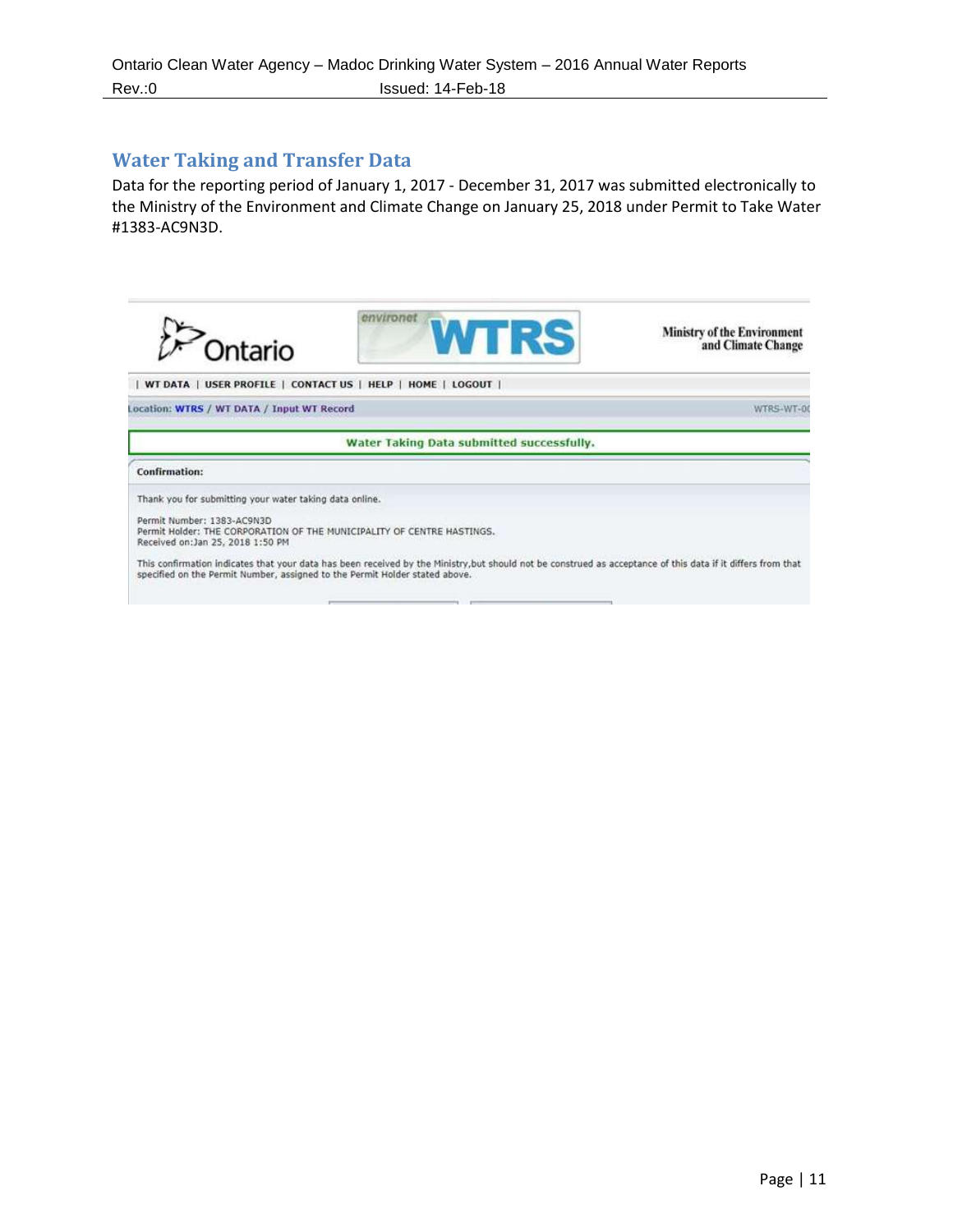## Water Taking and Transfer Data

Data for the reporting period of January 1, 2017 - December 31, 2017 was submitted electronically to the Ministry of the Environment and Climate Change on January 25, 2018 under Permit to Take Water #1383-AC9N3D.

Ontario

environet WTRS

Ministry of the Environment and Climate Change

| WT DATA | USER PROFILE | CONTACT US | HELP | HOME | LOGOUT |

Location: WTRS / WT DATA / Input WT Record

WTRS-WT-0

Water Taking Data submitted successfully.

**Confirmation:**

Thank you for submitting your water taking data online.

Permit Number: 1383-AC9N3D
Permit Holder: THE CORPORATION OF THE MUNICIPALITY OF CENTRE HASTINGS.
Received on:Jan 25, 2018 1:50 PM

This confirmation indicates that your data has been received by the Ministry,but should not be construed as acceptance of this data if it differs from that specified on the Permit Number, assigned to the Permit Holder stated above.